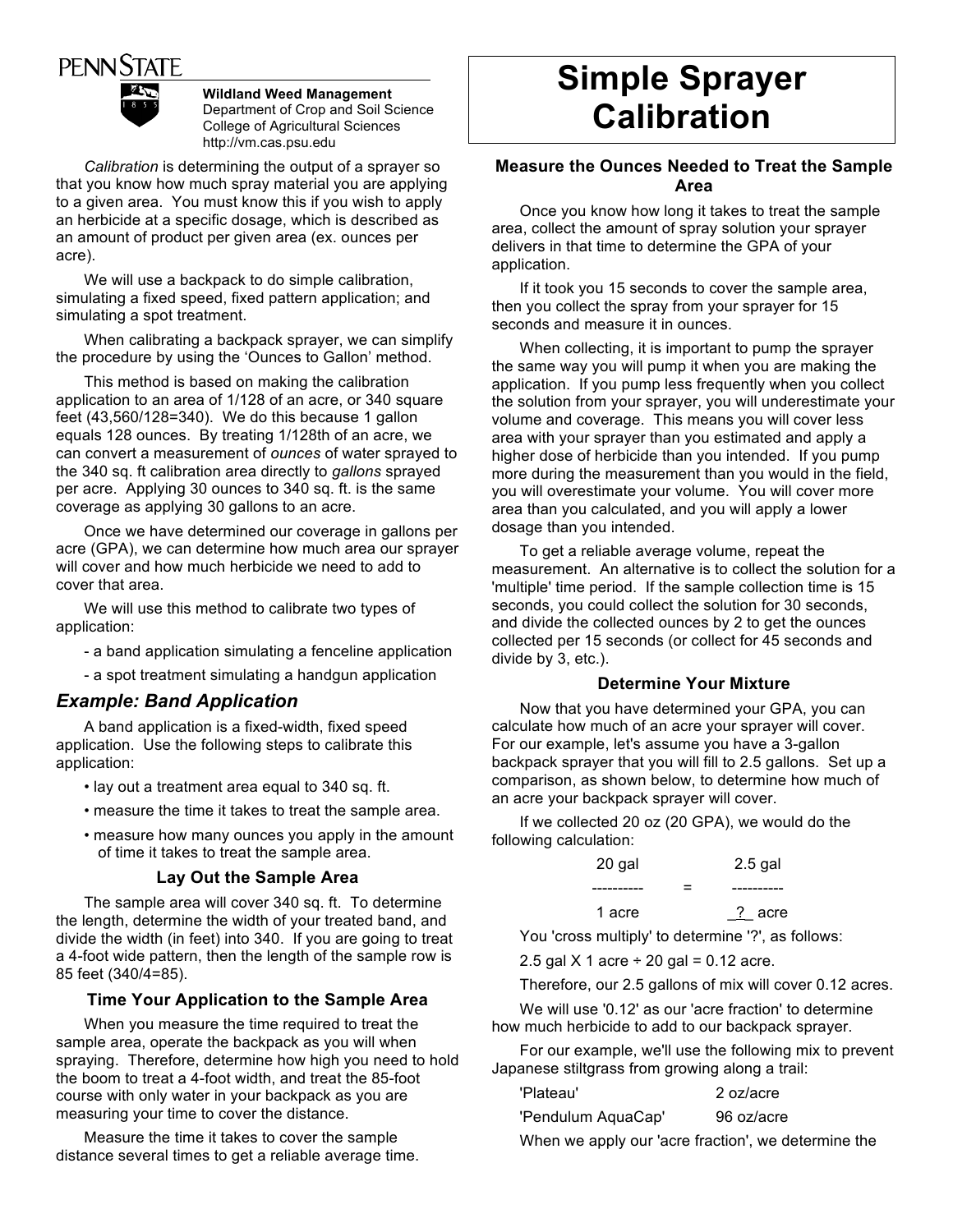PENN STATE

**Wildland Weed Management**
Department of Crop and Soil Science
College of Agricultural Sciences
http://vm.cas.psu.edu

# Simple Sprayer Calibration

*Calibration* is determining the output of a sprayer so that you know how much spray material you are applying to a given area. You must know this if you wish to apply an herbicide at a specific dosage, which is described as an amount of product per given area (ex. ounces per acre).

We will use a backpack to do simple calibration, simulating a fixed speed, fixed pattern application; and simulating a spot treatment.

When calibrating a backpack sprayer, we can simplify the procedure by using the 'Ounces to Gallon' method.

This method is based on making the calibration application to an area of 1/128 of an acre, or 340 square feet (43,560/128=340). We do this because 1 gallon equals 128 ounces. By treating 1/128th of an acre, we can convert a measurement of *ounces* of water sprayed to the 340 sq. ft calibration area directly to *gallons* sprayed per acre. Applying 30 ounces to 340 sq. ft. is the same coverage as applying 30 gallons to an acre.

Once we have determined our coverage in gallons per acre (GPA), we can determine how much area our sprayer will cover and how much herbicide we need to add to cover that area.

We will use this method to calibrate two types of application:

- a band application simulating a fenceline application
- a spot treatment simulating a handgun application

## *Example: Band Application*

A band application is a fixed-width, fixed speed application. Use the following steps to calibrate this application:

- lay out a treatment area equal to 340 sq. ft.
- measure the time it takes to treat the sample area.
- measure how many ounces you apply in the amount of time it takes to treat the sample area.

### Lay Out the Sample Area

The sample area will cover 340 sq. ft. To determine the length, determine the width of your treated band, and divide the width (in feet) into 340. If you are going to treat a 4-foot wide pattern, then the length of the sample row is 85 feet (340/4=85).

### Time Your Application to the Sample Area

When you measure the time required to treat the sample area, operate the backpack as you will when spraying. Therefore, determine how high you need to hold the boom to treat a 4-foot width, and treat the 85-foot course with only water in your backpack as you are measuring your time to cover the distance.

Measure the time it takes to cover the sample distance several times to get a reliable average time.

### Measure the Ounces Needed to Treat the Sample Area

Once you know how long it takes to treat the sample area, collect the amount of spray solution your sprayer delivers in that time to determine the GPA of your application.

If it took you 15 seconds to cover the sample area, then you collect the spray from your sprayer for 15 seconds and measure it in ounces.

When collecting, it is important to pump the sprayer the same way you will pump it when you are making the application. If you pump less frequently when you collect the solution from your sprayer, you will underestimate your volume and coverage. This means you will cover less area with your sprayer than you estimated and apply a higher dose of herbicide than you intended. If you pump more during the measurement than you would in the field, you will overestimate your volume. You will cover more area than you calculated, and you will apply a lower dosage than you intended.

To get a reliable average volume, repeat the measurement. An alternative is to collect the solution for a 'multiple' time period. If the sample collection time is 15 seconds, you could collect the solution for 30 seconds, and divide the collected ounces by 2 to get the ounces collected per 15 seconds (or collect for 45 seconds and divide by 3, etc.).

### Determine Your Mixture

Now that you have determined your GPA, you can calculate how much of an acre your sprayer will cover. For our example, let's assume you have a 3-gallon backpack sprayer that you will fill to 2.5 gallons. Set up a comparison, as shown below, to determine how much of an acre your backpack sprayer will cover.

If we collected 20 oz (20 GPA), we would do the following calculation:

$$\frac{20 \text{ gal}}{1 \text{ acre}} = \frac{2.5 \text{ gal}}{\_?\_ \text{ acre}}$$

You 'cross multiply' to determine '?', as follows:

2.5 gal X 1 acre ÷ 20 gal = 0.12 acre.

Therefore, our 2.5 gallons of mix will cover 0.12 acres.

We will use '0.12' as our 'acre fraction' to determine how much herbicide to add to our backpack sprayer.

For our example, we'll use the following mix to prevent Japanese stiltgrass from growing along a trail:

| | |
|---|---|
| 'Plateau' | 2 oz/acre |
| 'Pendulum AquaCap' | 96 oz/acre |

When we apply our 'acre fraction', we determine the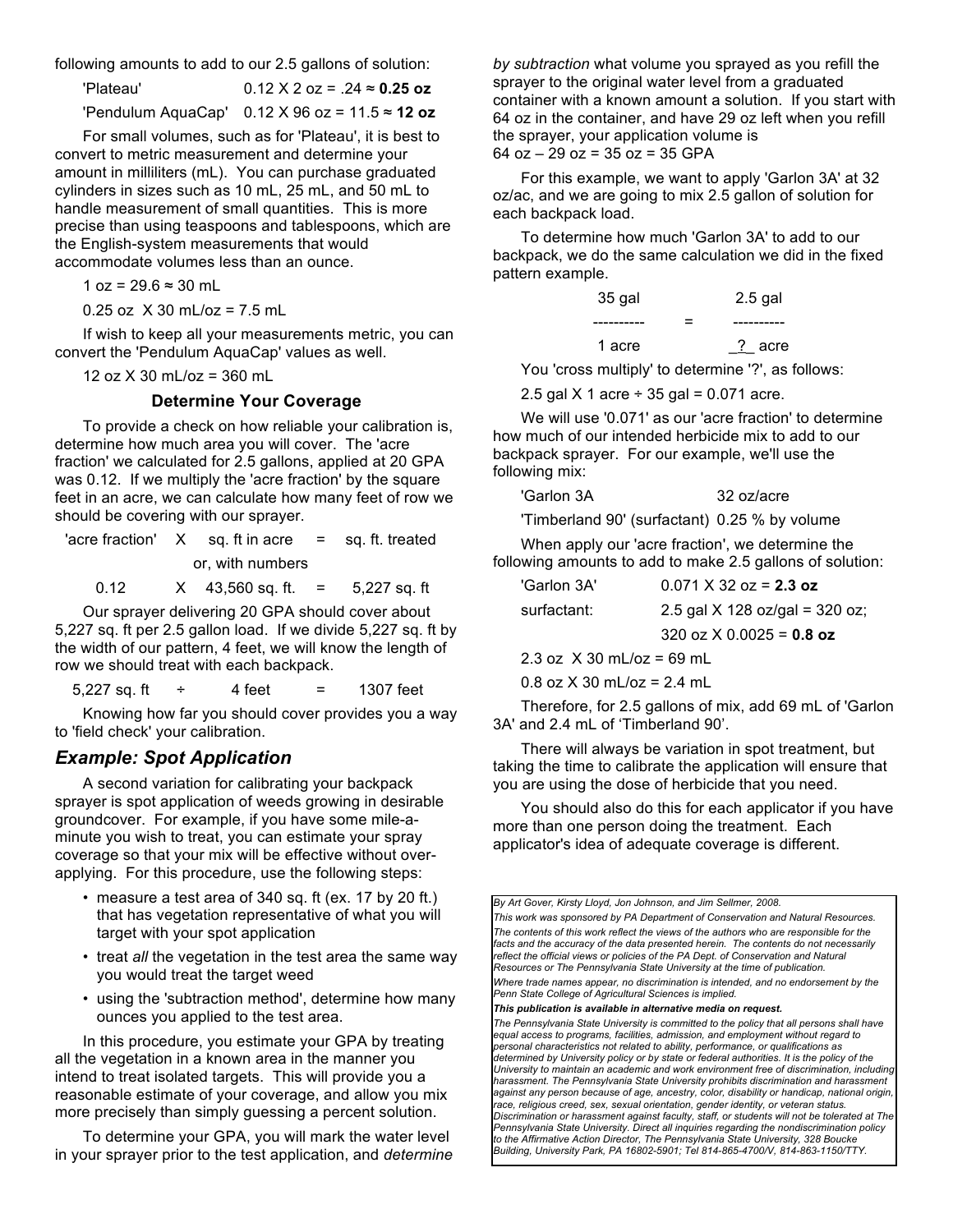following amounts to add to our 2.5 gallons of solution:

'Plateau' 0.12 X 2 oz = .24 ≈ **0.25 oz**

'Pendulum AquaCap' 0.12 X 96 oz = 11.5 ≈ **12 oz**

For small volumes, such as for 'Plateau', it is best to convert to metric measurement and determine your amount in milliliters (mL). You can purchase graduated cylinders in sizes such as 10 mL, 25 mL, and 50 mL to handle measurement of small quantities. This is more precise than using teaspoons and tablespoons, which are the English-system measurements that would accommodate volumes less than an ounce.

1 oz = 29.6 ≈ 30 mL

0.25 oz X 30 mL/oz = 7.5 mL

If wish to keep all your measurements metric, you can convert the 'Pendulum AquaCap' values as well.

12 oz X 30 mL/oz = 360 mL

### Determine Your Coverage

To provide a check on how reliable your calibration is, determine how much area you will cover. The 'acre fraction' we calculated for 2.5 gallons, applied at 20 GPA was 0.12. If we multiply the 'acre fraction' by the square feet in an acre, we can calculate how many feet of row we should be covering with our sprayer.

'acre fraction' X sq. ft in acre = sq. ft. treated

or, with numbers

0.12 X 43,560 sq. ft. = 5,227 sq. ft

Our sprayer delivering 20 GPA should cover about 5,227 sq. ft per 2.5 gallon load. If we divide 5,227 sq. ft by the width of our pattern, 4 feet, we will know the length of row we should treat with each backpack.

5,227 sq. ft ÷ 4 feet = 1307 feet

Knowing how far you should cover provides you a way to 'field check' your calibration.

## *Example: Spot Application*

A second variation for calibrating your backpack sprayer is spot application of weeds growing in desirable groundcover. For example, if you have some mile-a-minute you wish to treat, you can estimate your spray coverage so that your mix will be effective without over-applying. For this procedure, use the following steps:

- measure a test area of 340 sq. ft (ex. 17 by 20 ft.) that has vegetation representative of what you will target with your spot application
- treat *all* the vegetation in the test area the same way you would treat the target weed
- using the 'subtraction method', determine how many ounces you applied to the test area.

In this procedure, you estimate your GPA by treating all the vegetation in a known area in the manner you intend to treat isolated targets. This will provide you a reasonable estimate of your coverage, and allow you mix more precisely than simply guessing a percent solution.

To determine your GPA, you will mark the water level in your sprayer prior to the test application, and *determine by subtraction* what volume you sprayed as you refill the sprayer to the original water level from a graduated container with a known amount a solution. If you start with 64 oz in the container, and have 29 oz left when you refill the sprayer, your application volume is
64 oz – 29 oz = 35 oz = 35 GPA

For this example, we want to apply 'Garlon 3A' at 32 oz/ac, and we are going to mix 2.5 gallon of solution for each backpack load.

To determine how much 'Garlon 3A' to add to our backpack, we do the same calculation we did in the fixed pattern example.

$$\frac{35 \text{ gal}}{1 \text{ acre}} = \frac{2.5 \text{ gal}}{\underline{?} \text{ acre}}$$

You 'cross multiply' to determine '?', as follows:

2.5 gal X 1 acre ÷ 35 gal = 0.071 acre.

We will use '0.071' as our 'acre fraction' to determine how much of our intended herbicide mix to add to our backpack sprayer. For our example, we'll use the following mix:

'Garlon 3A 32 oz/acre

'Timberland 90' (surfactant) 0.25 % by volume

When apply our 'acre fraction', we determine the following amounts to add to make 2.5 gallons of solution:

'Garlon 3A' 0.071 X 32 oz = **2.3 oz**

surfactant: 2.5 gal X 128 oz/gal = 320 oz;

320 oz X 0.0025 = **0.8 oz**

2.3 oz X 30 mL/oz = 69 mL

0.8 oz X 30 mL/oz = 2.4 mL

Therefore, for 2.5 gallons of mix, add 69 mL of 'Garlon 3A' and 2.4 mL of 'Timberland 90'.

There will always be variation in spot treatment, but taking the time to calibrate the application will ensure that you are using the dose of herbicide that you need.

You should also do this for each applicator if you have more than one person doing the treatment. Each applicator's idea of adequate coverage is different.

*By Art Gover, Kirsty Lloyd, Jon Johnson, and Jim Sellmer, 2008.*

*This work was sponsored by PA Department of Conservation and Natural Resources.*

*The contents of this work reflect the views of the authors who are responsible for the facts and the accuracy of the data presented herein. The contents do not necessarily reflect the official views or policies of the PA Dept. of Conservation and Natural Resources or The Pennsylvania State University at the time of publication.*

*Where trade names appear, no discrimination is intended, and no endorsement by the Penn State College of Agricultural Sciences is implied.*

***This publication is available in alternative media on request.***

*The Pennsylvania State University is committed to the policy that all persons shall have equal access to programs, facilities, admission, and employment without regard to personal characteristics not related to ability, performance, or qualifications as determined by University policy or by state or federal authorities. It is the policy of the University to maintain an academic and work environment free of discrimination, including harassment. The Pennsylvania State University prohibits discrimination and harassment against any person because of age, ancestry, color, disability or handicap, national origin, race, religious creed, sex, sexual orientation, gender identity, or veteran status. Discrimination or harassment against faculty, staff, or students will not be tolerated at The Pennsylvania State University. Direct all inquiries regarding the nondiscrimination policy to the Affirmative Action Director, The Pennsylvania State University, 328 Boucke Building, University Park, PA 16802-5901; Tel 814-865-4700/V, 814-863-1150/TTY.*